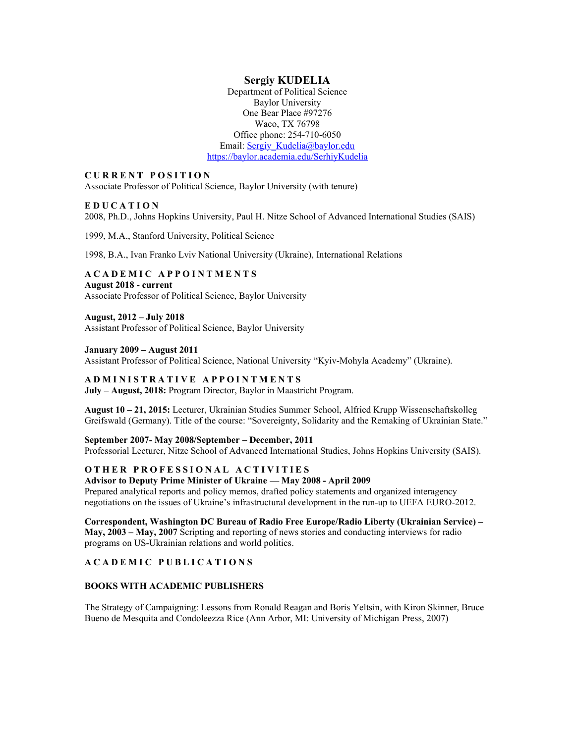# Sergiy KUDELIA

Department of Political Science
Baylor University
One Bear Place #97276
Waco, TX 76798
Office phone: 254-710-6050
Email: Sergiy_Kudelia@baylor.edu
https://baylor.academia.edu/SerhiyKudelia

## CURRENT POSITION

Associate Professor of Political Science, Baylor University (with tenure)

## EDUCATION

2008, Ph.D., Johns Hopkins University, Paul H. Nitze School of Advanced International Studies (SAIS)

1999, M.A., Stanford University, Political Science

1998, B.A., Ivan Franko Lviv National University (Ukraine), International Relations

## ACADEMIC APPOINTMENTS

**August 2018 - current**
Associate Professor of Political Science, Baylor University

**August, 2012 – July 2018**
Assistant Professor of Political Science, Baylor University

**January 2009 – August 2011**
Assistant Professor of Political Science, National University "Kyiv-Mohyla Academy" (Ukraine).

## ADMINISTRATIVE APPOINTMENTS

**July – August, 2018:** Program Director, Baylor in Maastricht Program.

**August 10 – 21, 2015:** Lecturer, Ukrainian Studies Summer School, Alfried Krupp Wissenschaftskolleg Greifswald (Germany). Title of the course: "Sovereignty, Solidarity and the Remaking of Ukrainian State."

**September 2007- May 2008/September – December, 2011**
Professorial Lecturer, Nitze School of Advanced International Studies, Johns Hopkins University (SAIS).

## OTHER PROFESSIONAL ACTIVITIES

**Advisor to Deputy Prime Minister of Ukraine — May 2008 - April 2009**
Prepared analytical reports and policy memos, drafted policy statements and organized interagency negotiations on the issues of Ukraine's infrastructural development in the run-up to UEFA EURO-2012.

**Correspondent, Washington DC Bureau of Radio Free Europe/Radio Liberty (Ukrainian Service) – May, 2003 – May, 2007** Scripting and reporting of news stories and conducting interviews for radio programs on US-Ukrainian relations and world politics.

## ACADEMIC PUBLICATIONS

### BOOKS WITH ACADEMIC PUBLISHERS

The Strategy of Campaigning: Lessons from Ronald Reagan and Boris Yeltsin, with Kiron Skinner, Bruce Bueno de Mesquita and Condoleezza Rice (Ann Arbor, MI: University of Michigan Press, 2007)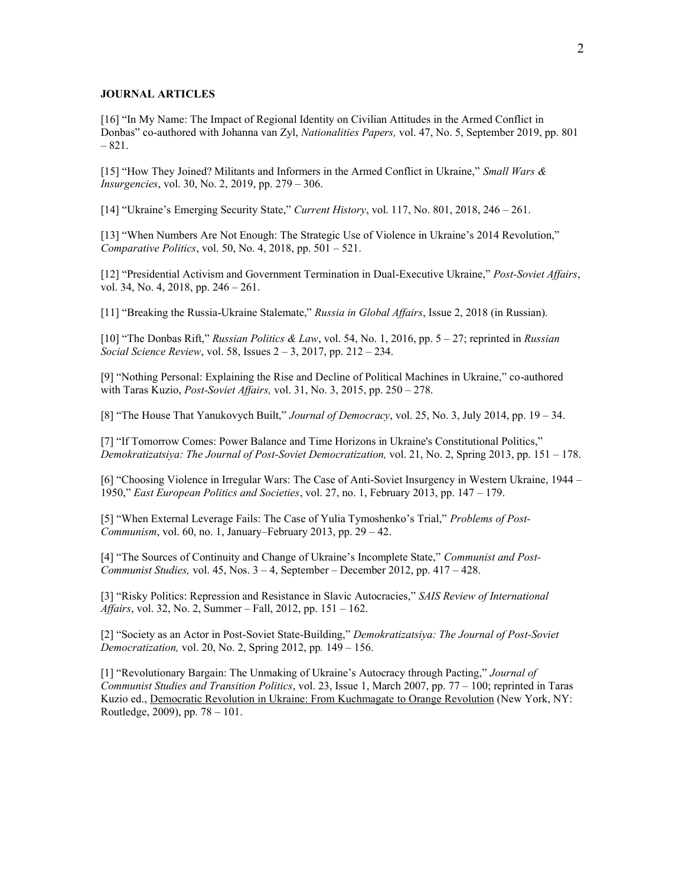**JOURNAL ARTICLES**

[16] "In My Name: The Impact of Regional Identity on Civilian Attitudes in the Armed Conflict in Donbas" co-authored with Johanna van Zyl, *Nationalities Papers,* vol. 47, No. 5, September 2019, pp. 801 – 821.

[15] "How They Joined? Militants and Informers in the Armed Conflict in Ukraine," *Small Wars & Insurgencies*, vol. 30, No. 2, 2019, pp. 279 – 306.

[14] "Ukraine's Emerging Security State," *Current History*, vol. 117, No. 801, 2018, 246 – 261.

[13] "When Numbers Are Not Enough: The Strategic Use of Violence in Ukraine's 2014 Revolution," *Comparative Politics*, vol. 50, No. 4, 2018, pp. 501 – 521.

[12] "Presidential Activism and Government Termination in Dual-Executive Ukraine," *Post-Soviet Affairs*, vol. 34, No. 4, 2018, pp. 246 – 261.

[11] "Breaking the Russia-Ukraine Stalemate," *Russia in Global Affairs*, Issue 2, 2018 (in Russian).

[10] "The Donbas Rift," *Russian Politics & Law*, vol. 54, No. 1, 2016, pp. 5 – 27; reprinted in *Russian Social Science Review*, vol. 58, Issues 2 – 3, 2017, pp. 212 – 234.

[9] "Nothing Personal: Explaining the Rise and Decline of Political Machines in Ukraine," co-authored with Taras Kuzio, *Post-Soviet Affairs,* vol. 31, No. 3, 2015, pp. 250 – 278.

[8] "The House That Yanukovych Built," *Journal of Democracy*, vol. 25, No. 3, July 2014, pp. 19 – 34.

[7] "If Tomorrow Comes: Power Balance and Time Horizons in Ukraine's Constitutional Politics," *Demokratizatsiya: The Journal of Post-Soviet Democratization,* vol. 21, No. 2, Spring 2013, pp. 151 – 178.

[6] "Choosing Violence in Irregular Wars: The Case of Anti-Soviet Insurgency in Western Ukraine, 1944 – 1950," *East European Politics and Societies*, vol. 27, no. 1, February 2013, pp. 147 – 179.

[5] "When External Leverage Fails: The Case of Yulia Tymoshenko's Trial," *Problems of Post-Communism*, vol. 60, no. 1, January–February 2013, pp. 29 – 42.

[4] "The Sources of Continuity and Change of Ukraine's Incomplete State," *Communist and Post-Communist Studies,* vol. 45, Nos. 3 – 4, September – December 2012, pp. 417 – 428.

[3] "Risky Politics: Repression and Resistance in Slavic Autocracies," *SAIS Review of International Affairs*, vol. 32, No. 2, Summer – Fall, 2012, pp. 151 – 162.

[2] "Society as an Actor in Post-Soviet State-Building," *Demokratizatsiya: The Journal of Post-Soviet Democratization,* vol. 20, No. 2, Spring 2012, pp. 149 – 156.

[1] "Revolutionary Bargain: The Unmaking of Ukraine's Autocracy through Pacting," *Journal of Communist Studies and Transition Politics*, vol. 23, Issue 1, March 2007, pp. 77 – 100; reprinted in Taras Kuzio ed., Democratic Revolution in Ukraine: From Kuchmagate to Orange Revolution (New York, NY: Routledge, 2009), pp. 78 – 101.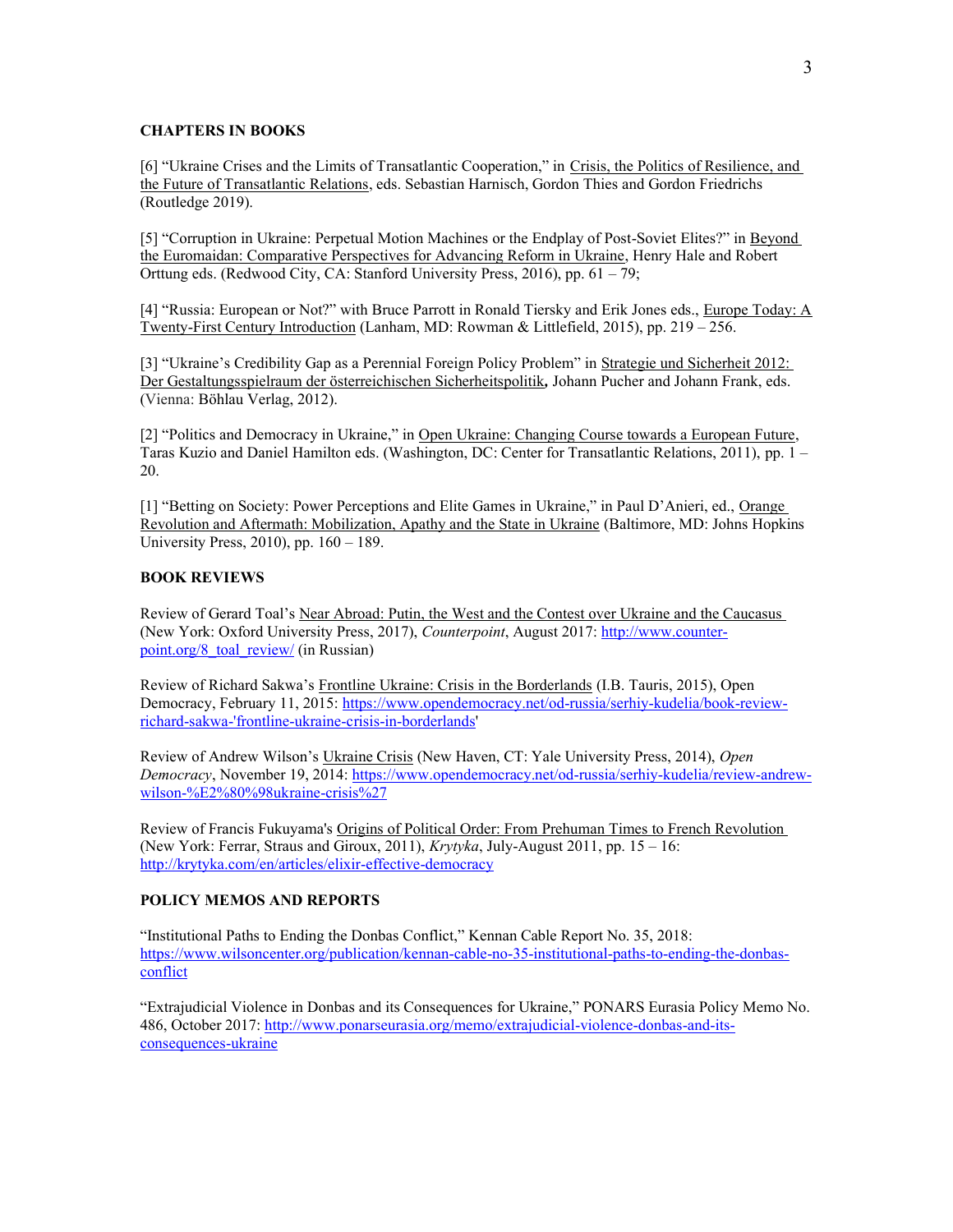**CHAPTERS IN BOOKS**

[6] "Ukraine Crises and the Limits of Transatlantic Cooperation," in Crisis, the Politics of Resilience, and the Future of Transatlantic Relations, eds. Sebastian Harnisch, Gordon Thies and Gordon Friedrichs (Routledge 2019).

[5] "Corruption in Ukraine: Perpetual Motion Machines or the Endplay of Post-Soviet Elites?" in Beyond the Euromaidan: Comparative Perspectives for Advancing Reform in Ukraine, Henry Hale and Robert Orttung eds. (Redwood City, CA: Stanford University Press, 2016), pp. 61 – 79;

[4] "Russia: European or Not?" with Bruce Parrott in Ronald Tiersky and Erik Jones eds., Europe Today: A Twenty-First Century Introduction (Lanham, MD: Rowman & Littlefield, 2015), pp. 219 – 256.

[3] "Ukraine's Credibility Gap as a Perennial Foreign Policy Problem" in Strategie und Sicherheit 2012: Der Gestaltungsspielraum der österreichischen Sicherheitspolitik**,** Johann Pucher and Johann Frank, eds. (Vienna: Böhlau Verlag, 2012).

[2] "Politics and Democracy in Ukraine," in Open Ukraine: Changing Course towards a European Future, Taras Kuzio and Daniel Hamilton eds. (Washington, DC: Center for Transatlantic Relations, 2011), pp. 1 – 20.

[1] "Betting on Society: Power Perceptions and Elite Games in Ukraine," in Paul D'Anieri, ed., Orange Revolution and Aftermath: Mobilization, Apathy and the State in Ukraine (Baltimore, MD: Johns Hopkins University Press, 2010), pp. 160 – 189.

**BOOK REVIEWS**

Review of Gerard Toal's Near Abroad: Putin, the West and the Contest over Ukraine and the Caucasus (New York: Oxford University Press, 2017), *Counterpoint*, August 2017: http://www.counter-point.org/8_toal_review/ (in Russian)

Review of Richard Sakwa's Frontline Ukraine: Crisis in the Borderlands (I.B. Tauris, 2015), Open Democracy, February 11, 2015: https://www.opendemocracy.net/od-russia/serhiy-kudelia/book-review-richard-sakwa-'frontline-ukraine-crisis-in-borderlands'

Review of Andrew Wilson's Ukraine Crisis (New Haven, CT: Yale University Press, 2014), *Open Democracy*, November 19, 2014: https://www.opendemocracy.net/od-russia/serhiy-kudelia/review-andrew-wilson-%E2%80%98ukraine-crisis%27

Review of Francis Fukuyama's Origins of Political Order: From Prehuman Times to French Revolution (New York: Ferrar, Straus and Giroux, 2011), *Krytyka*, July-August 2011, pp. 15 – 16: http://krytyka.com/en/articles/elixir-effective-democracy

**POLICY MEMOS AND REPORTS**

"Institutional Paths to Ending the Donbas Conflict," Kennan Cable Report No. 35, 2018: https://www.wilsoncenter.org/publication/kennan-cable-no-35-institutional-paths-to-ending-the-donbas-conflict

"Extrajudicial Violence in Donbas and its Consequences for Ukraine," PONARS Eurasia Policy Memo No. 486, October 2017: http://www.ponarseurasia.org/memo/extrajudicial-violence-donbas-and-its-consequences-ukraine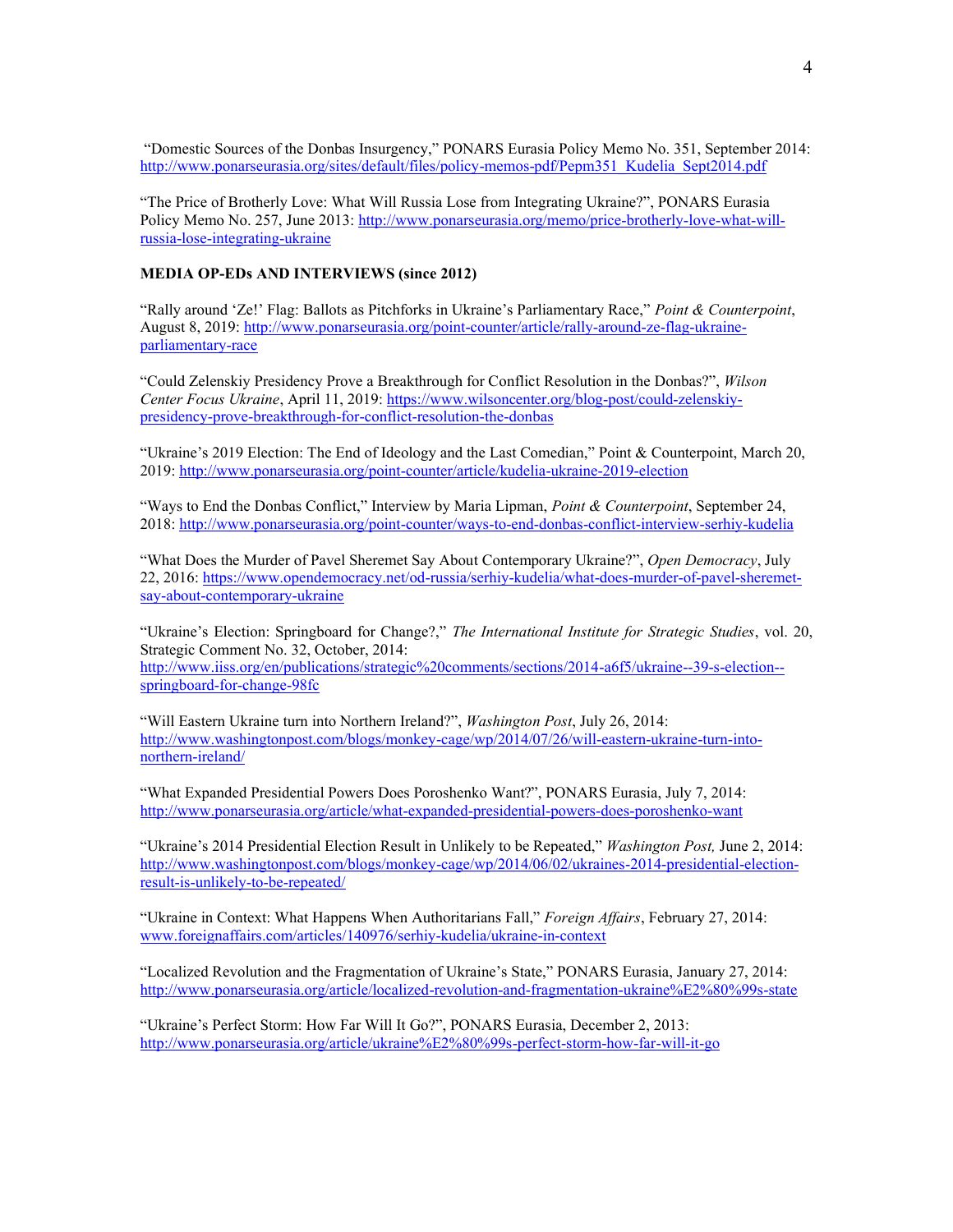"Domestic Sources of the Donbas Insurgency," PONARS Eurasia Policy Memo No. 351, September 2014: http://www.ponarseurasia.org/sites/default/files/policy-memos-pdf/Pepm351_Kudelia_Sept2014.pdf

"The Price of Brotherly Love: What Will Russia Lose from Integrating Ukraine?", PONARS Eurasia Policy Memo No. 257, June 2013: http://www.ponarseurasia.org/memo/price-brotherly-love-what-will-russia-lose-integrating-ukraine

**MEDIA OP-EDs AND INTERVIEWS (since 2012)**

"Rally around 'Ze!' Flag: Ballots as Pitchforks in Ukraine's Parliamentary Race," *Point & Counterpoint*, August 8, 2019: http://www.ponarseurasia.org/point-counter/article/rally-around-ze-flag-ukraine-parliamentary-race

"Could Zelenskiy Presidency Prove a Breakthrough for Conflict Resolution in the Donbas?", *Wilson Center Focus Ukraine*, April 11, 2019: https://www.wilsoncenter.org/blog-post/could-zelenskiy-presidency-prove-breakthrough-for-conflict-resolution-the-donbas

"Ukraine's 2019 Election: The End of Ideology and the Last Comedian," Point & Counterpoint, March 20, 2019: http://www.ponarseurasia.org/point-counter/article/kudelia-ukraine-2019-election

"Ways to End the Donbas Conflict," Interview by Maria Lipman, *Point & Counterpoint*, September 24, 2018: http://www.ponarseurasia.org/point-counter/ways-to-end-donbas-conflict-interview-serhiy-kudelia

"What Does the Murder of Pavel Sheremet Say About Contemporary Ukraine?", *Open Democracy*, July 22, 2016: https://www.opendemocracy.net/od-russia/serhiy-kudelia/what-does-murder-of-pavel-sheremet-say-about-contemporary-ukraine

"Ukraine's Election: Springboard for Change?," *The International Institute for Strategic Studies*, vol. 20, Strategic Comment No. 32, October, 2014: http://www.iiss.org/en/publications/strategic%20comments/sections/2014-a6f5/ukraine--39-s-election--springboard-for-change-98fc

"Will Eastern Ukraine turn into Northern Ireland?", *Washington Post*, July 26, 2014: http://www.washingtonpost.com/blogs/monkey-cage/wp/2014/07/26/will-eastern-ukraine-turn-into-northern-ireland/

"What Expanded Presidential Powers Does Poroshenko Want?", PONARS Eurasia, July 7, 2014: http://www.ponarseurasia.org/article/what-expanded-presidential-powers-does-poroshenko-want

"Ukraine's 2014 Presidential Election Result in Unlikely to be Repeated," *Washington Post,* June 2, 2014: http://www.washingtonpost.com/blogs/monkey-cage/wp/2014/06/02/ukraines-2014-presidential-election-result-is-unlikely-to-be-repeated/

"Ukraine in Context: What Happens When Authoritarians Fall," *Foreign Affairs*, February 27, 2014: www.foreignaffairs.com/articles/140976/serhiy-kudelia/ukraine-in-context

"Localized Revolution and the Fragmentation of Ukraine's State," PONARS Eurasia, January 27, 2014: http://www.ponarseurasia.org/article/localized-revolution-and-fragmentation-ukraine%E2%80%99s-state

"Ukraine's Perfect Storm: How Far Will It Go?", PONARS Eurasia, December 2, 2013: http://www.ponarseurasia.org/article/ukraine%E2%80%99s-perfect-storm-how-far-will-it-go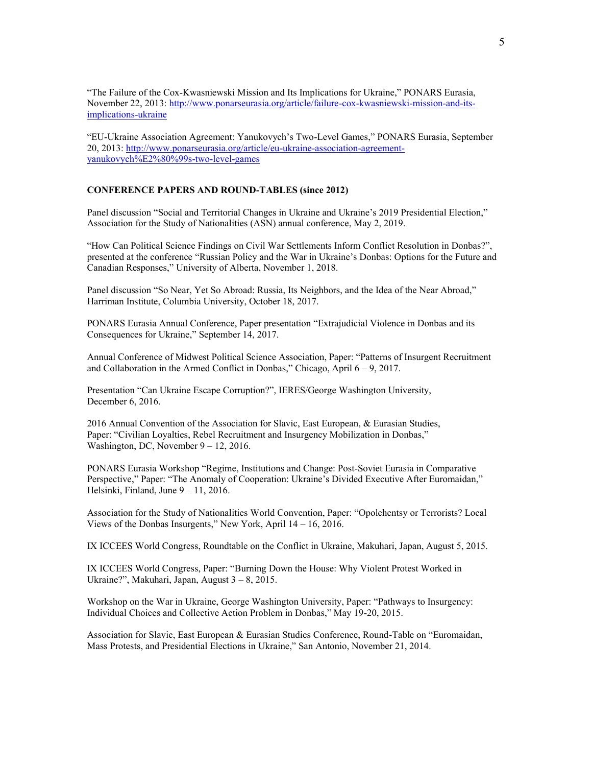"The Failure of the Cox-Kwasniewski Mission and Its Implications for Ukraine," PONARS Eurasia, November 22, 2013: [http://www.ponarseurasia.org/article/failure-cox-kwasniewski-mission-and-its-implications-ukraine](http://www.ponarseurasia.org/article/failure-cox-kwasniewski-mission-and-its-implications-ukraine)

"EU-Ukraine Association Agreement: Yanukovych's Two-Level Games," PONARS Eurasia, September 20, 2013: [http://www.ponarseurasia.org/article/eu-ukraine-association-agreement-yanukovych%E2%80%99s-two-level-games](http://www.ponarseurasia.org/article/eu-ukraine-association-agreement-yanukovych%E2%80%99s-two-level-games)

**CONFERENCE PAPERS AND ROUND-TABLES (since 2012)**

Panel discussion "Social and Territorial Changes in Ukraine and Ukraine's 2019 Presidential Election," Association for the Study of Nationalities (ASN) annual conference, May 2, 2019.

"How Can Political Science Findings on Civil War Settlements Inform Conflict Resolution in Donbas?", presented at the conference "Russian Policy and the War in Ukraine's Donbas: Options for the Future and Canadian Responses," University of Alberta, November 1, 2018.

Panel discussion "So Near, Yet So Abroad: Russia, Its Neighbors, and the Idea of the Near Abroad," Harriman Institute, Columbia University, October 18, 2017.

PONARS Eurasia Annual Conference, Paper presentation "Extrajudicial Violence in Donbas and its Consequences for Ukraine," September 14, 2017.

Annual Conference of Midwest Political Science Association, Paper: "Patterns of Insurgent Recruitment and Collaboration in the Armed Conflict in Donbas," Chicago, April 6 – 9, 2017.

Presentation "Can Ukraine Escape Corruption?", IERES/George Washington University, December 6, 2016.

2016 Annual Convention of the Association for Slavic, East European, & Eurasian Studies, Paper: "Civilian Loyalties, Rebel Recruitment and Insurgency Mobilization in Donbas," Washington, DC, November 9 – 12, 2016.

PONARS Eurasia Workshop "Regime, Institutions and Change: Post-Soviet Eurasia in Comparative Perspective," Paper: "The Anomaly of Cooperation: Ukraine's Divided Executive After Euromaidan," Helsinki, Finland, June 9 – 11, 2016.

Association for the Study of Nationalities World Convention, Paper: "Opolchentsy or Terrorists? Local Views of the Donbas Insurgents," New York, April 14 – 16, 2016.

IX ICCEES World Congress, Roundtable on the Conflict in Ukraine, Makuhari, Japan, August 5, 2015.

IX ICCEES World Congress, Paper: "Burning Down the House: Why Violent Protest Worked in Ukraine?", Makuhari, Japan, August 3 – 8, 2015.

Workshop on the War in Ukraine, George Washington University, Paper: "Pathways to Insurgency: Individual Choices and Collective Action Problem in Donbas," May 19-20, 2015.

Association for Slavic, East European & Eurasian Studies Conference, Round-Table on "Euromaidan, Mass Protests, and Presidential Elections in Ukraine," San Antonio, November 21, 2014.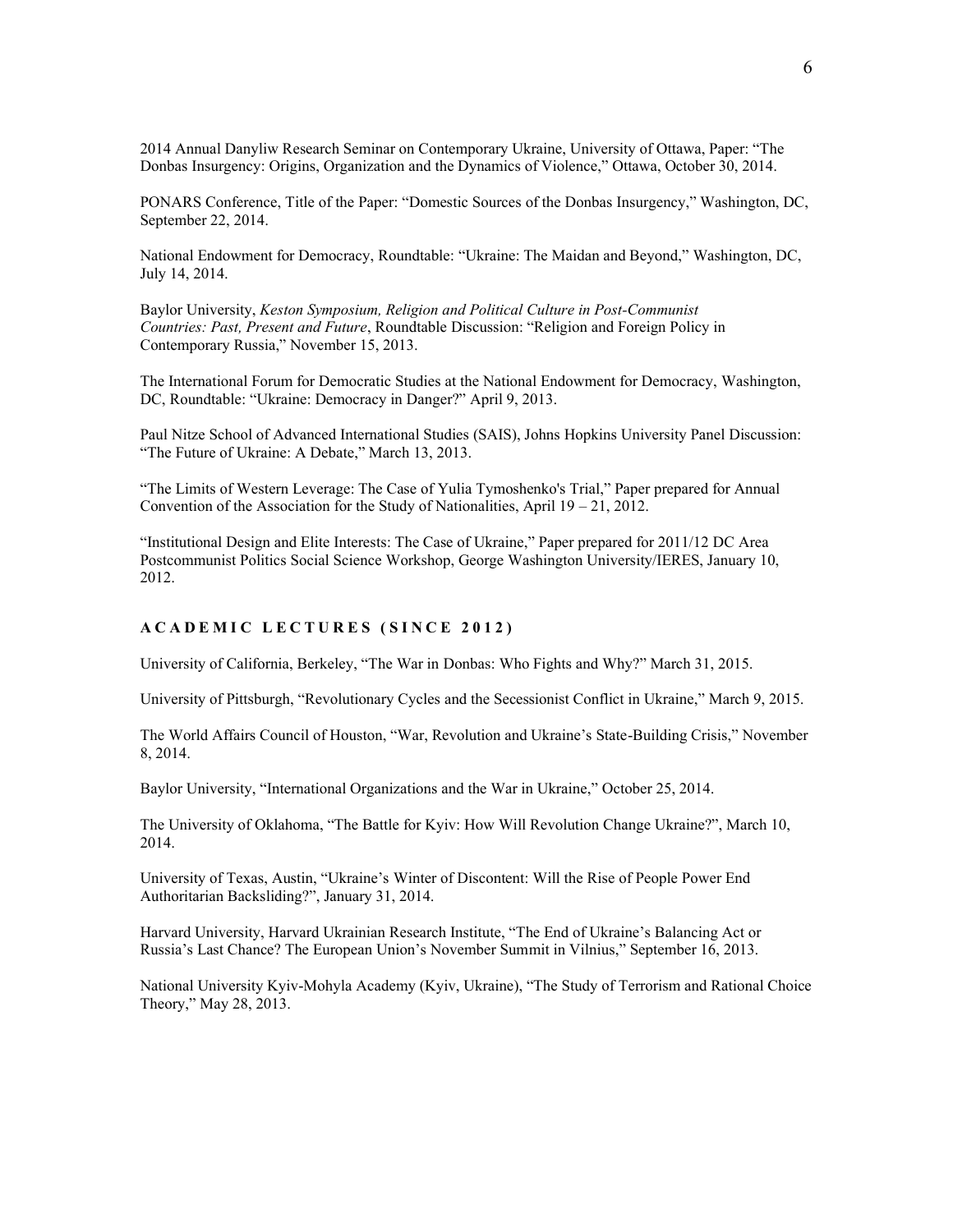2014 Annual Danyliw Research Seminar on Contemporary Ukraine, University of Ottawa, Paper: "The Donbas Insurgency: Origins, Organization and the Dynamics of Violence," Ottawa, October 30, 2014.

PONARS Conference, Title of the Paper: "Domestic Sources of the Donbas Insurgency," Washington, DC, September 22, 2014.

National Endowment for Democracy, Roundtable: "Ukraine: The Maidan and Beyond," Washington, DC, July 14, 2014.

Baylor University, *Keston Symposium, Religion and Political Culture in Post-Communist Countries: Past, Present and Future*, Roundtable Discussion: "Religion and Foreign Policy in Contemporary Russia," November 15, 2013.

The International Forum for Democratic Studies at the National Endowment for Democracy, Washington, DC, Roundtable: "Ukraine: Democracy in Danger?" April 9, 2013.

Paul Nitze School of Advanced International Studies (SAIS), Johns Hopkins University Panel Discussion: "The Future of Ukraine: A Debate," March 13, 2013.

"The Limits of Western Leverage: The Case of Yulia Tymoshenko's Trial," Paper prepared for Annual Convention of the Association for the Study of Nationalities, April 19 – 21, 2012.

"Institutional Design and Elite Interests: The Case of Ukraine," Paper prepared for 2011/12 DC Area Postcommunist Politics Social Science Workshop, George Washington University/IERES, January 10, 2012.

## ACADEMIC LECTURES (SINCE 2012)

University of California, Berkeley, "The War in Donbas: Who Fights and Why?" March 31, 2015.

University of Pittsburgh, "Revolutionary Cycles and the Secessionist Conflict in Ukraine," March 9, 2015.

The World Affairs Council of Houston, "War, Revolution and Ukraine's State-Building Crisis," November 8, 2014.

Baylor University, "International Organizations and the War in Ukraine," October 25, 2014.

The University of Oklahoma, "The Battle for Kyiv: How Will Revolution Change Ukraine?", March 10, 2014.

University of Texas, Austin, "Ukraine's Winter of Discontent: Will the Rise of People Power End Authoritarian Backsliding?", January 31, 2014.

Harvard University, Harvard Ukrainian Research Institute, "The End of Ukraine's Balancing Act or Russia's Last Chance? The European Union's November Summit in Vilnius," September 16, 2013.

National University Kyiv-Mohyla Academy (Kyiv, Ukraine), "The Study of Terrorism and Rational Choice Theory," May 28, 2013.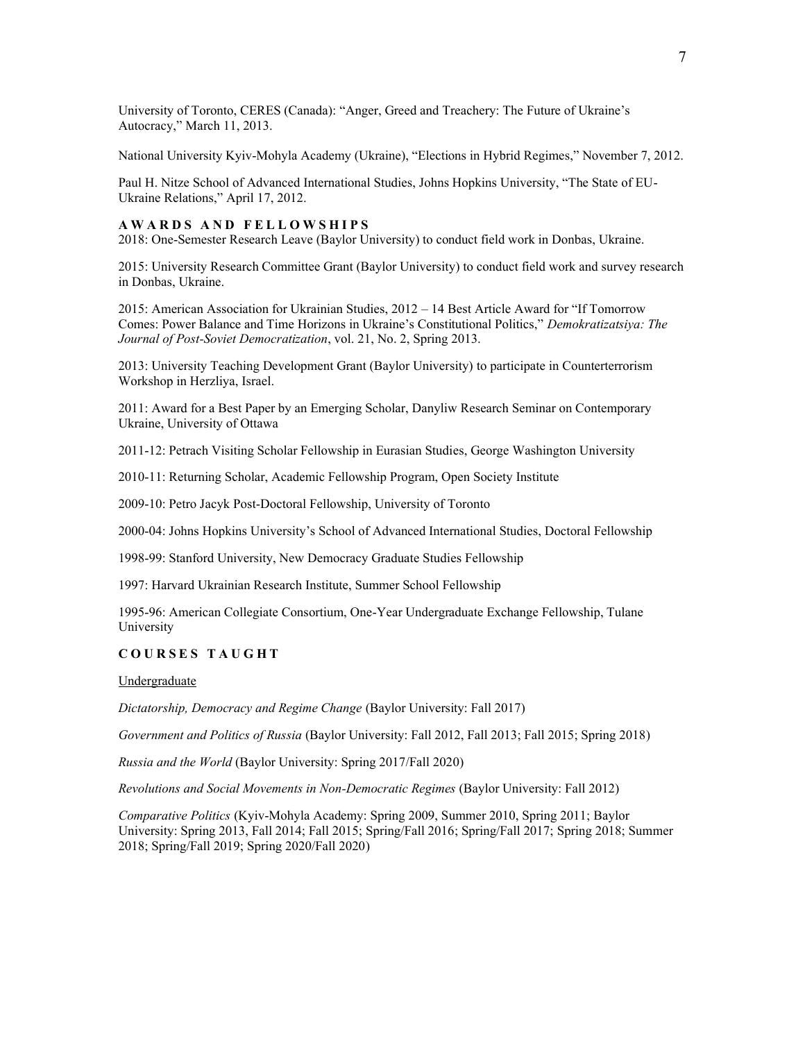University of Toronto, CERES (Canada): "Anger, Greed and Treachery: The Future of Ukraine's Autocracy," March 11, 2013.

National University Kyiv-Mohyla Academy (Ukraine), "Elections in Hybrid Regimes," November 7, 2012.

Paul H. Nitze School of Advanced International Studies, Johns Hopkins University, "The State of EU-Ukraine Relations," April 17, 2012.

## AWARDS AND FELLOWSHIPS

2018: One-Semester Research Leave (Baylor University) to conduct field work in Donbas, Ukraine.

2015: University Research Committee Grant (Baylor University) to conduct field work and survey research in Donbas, Ukraine.

2015: American Association for Ukrainian Studies, 2012 – 14 Best Article Award for "If Tomorrow Comes: Power Balance and Time Horizons in Ukraine's Constitutional Politics," *Demokratizatsiya: The Journal of Post-Soviet Democratization*, vol. 21, No. 2, Spring 2013.

2013: University Teaching Development Grant (Baylor University) to participate in Counterterrorism Workshop in Herzliya, Israel.

2011: Award for a Best Paper by an Emerging Scholar, Danyliw Research Seminar on Contemporary Ukraine, University of Ottawa

2011-12: Petrach Visiting Scholar Fellowship in Eurasian Studies, George Washington University

2010-11: Returning Scholar, Academic Fellowship Program, Open Society Institute

2009-10: Petro Jacyk Post-Doctoral Fellowship, University of Toronto

2000-04: Johns Hopkins University's School of Advanced International Studies, Doctoral Fellowship

1998-99: Stanford University, New Democracy Graduate Studies Fellowship

1997: Harvard Ukrainian Research Institute, Summer School Fellowship

1995-96: American Collegiate Consortium, One-Year Undergraduate Exchange Fellowship, Tulane University

## COURSES TAUGHT

Undergraduate

*Dictatorship, Democracy and Regime Change* (Baylor University: Fall 2017)

*Government and Politics of Russia* (Baylor University: Fall 2012, Fall 2013; Fall 2015; Spring 2018)

*Russia and the World* (Baylor University: Spring 2017/Fall 2020)

*Revolutions and Social Movements in Non-Democratic Regimes* (Baylor University: Fall 2012)

*Comparative Politics* (Kyiv-Mohyla Academy: Spring 2009, Summer 2010, Spring 2011; Baylor University: Spring 2013, Fall 2014; Fall 2015; Spring/Fall 2016; Spring/Fall 2017; Spring 2018; Summer 2018; Spring/Fall 2019; Spring 2020/Fall 2020)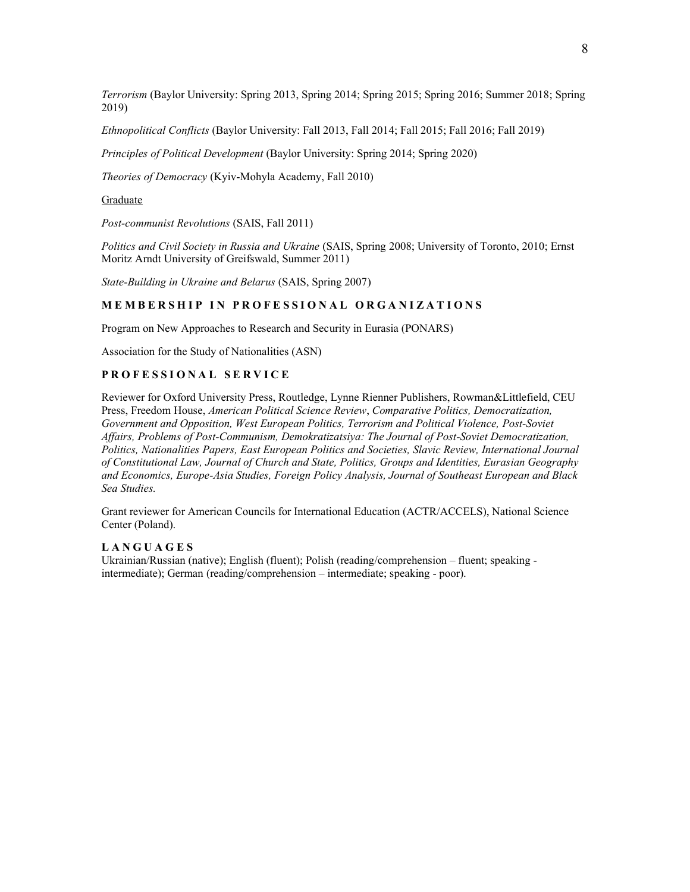*Terrorism* (Baylor University: Spring 2013, Spring 2014; Spring 2015; Spring 2016; Summer 2018; Spring 2019)

*Ethnopolitical Conflicts* (Baylor University: Fall 2013, Fall 2014; Fall 2015; Fall 2016; Fall 2019)

*Principles of Political Development* (Baylor University: Spring 2014; Spring 2020)

*Theories of Democracy* (Kyiv-Mohyla Academy, Fall 2010)

<u>Graduate</u>

*Post-communist Revolutions* (SAIS, Fall 2011)

*Politics and Civil Society in Russia and Ukraine* (SAIS, Spring 2008; University of Toronto, 2010; Ernst Moritz Arndt University of Greifswald, Summer 2011)

*State-Building in Ukraine and Belarus* (SAIS, Spring 2007)

## MEMBERSHIP IN PROFESSIONAL ORGANIZATIONS

Program on New Approaches to Research and Security in Eurasia (PONARS)

Association for the Study of Nationalities (ASN)

## PROFESSIONAL SERVICE

Reviewer for Oxford University Press, Routledge, Lynne Rienner Publishers, Rowman&Littlefield, CEU Press, Freedom House, *American Political Science Review*, *Comparative Politics, Democratization, Government and Opposition, West European Politics, Terrorism and Political Violence, Post-Soviet Affairs, Problems of Post-Communism, Demokratizatsiya: The Journal of Post-Soviet Democratization, Politics, Nationalities Papers, East European Politics and Societies, Slavic Review, International Journal of Constitutional Law, Journal of Church and State, Politics, Groups and Identities, Eurasian Geography and Economics, Europe-Asia Studies, Foreign Policy Analysis, Journal of Southeast European and Black Sea Studies.*

Grant reviewer for American Councils for International Education (ACTR/ACCELS), National Science Center (Poland).

## LANGUAGES

Ukrainian/Russian (native); English (fluent); Polish (reading/comprehension – fluent; speaking - intermediate); German (reading/comprehension – intermediate; speaking - poor).